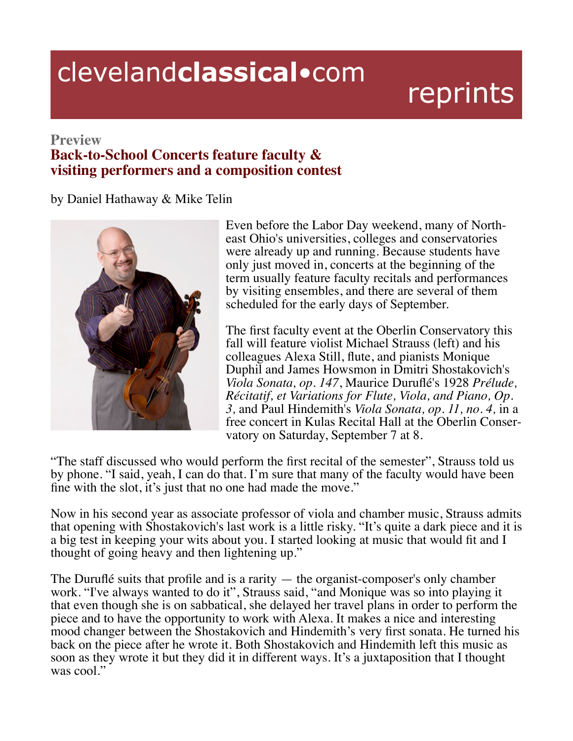# clevelandclassical•com reprints

**Preview**

## Back-to-School Concerts feature faculty & visiting performers and a composition contest

by Daniel Hathaway & Mike Telin

Even before the Labor Day weekend, many of Northeast Ohio's universities, colleges and conservatories were already up and running. Because students have only just moved in, concerts at the beginning of the term usually feature faculty recitals and performances by visiting ensembles, and there are several of them scheduled for the early days of September.

The first faculty event at the Oberlin Conservatory this fall will feature violist Michael Strauss (left) and his colleagues Alexa Still, flute, and pianists Monique Duphil and James Howsmon in Dmitri Shostakovich's *Viola Sonata, op. 147*, Maurice Duruflé's 1928 *Prélude, Récitatif, et Variations for Flute, Viola, and Piano, Op. 3,* and Paul Hindemith's *Viola Sonata, op. 11, no. 4,* in a free concert in Kulas Recital Hall at the Oberlin Conservatory on Saturday, September 7 at 8.

"The staff discussed who would perform the first recital of the semester", Strauss told us by phone. "I said, yeah, I can do that. I'm sure that many of the faculty would have been fine with the slot, it's just that no one had made the move."

Now in his second year as associate professor of viola and chamber music, Strauss admits that opening with Shostakovich's last work is a little risky. "It's quite a dark piece and it is a big test in keeping your wits about you. I started looking at music that would fit and I thought of going heavy and then lightening up."

The Duruflé suits that profile and is a rarity — the organist-composer's only chamber work. "I've always wanted to do it", Strauss said, "and Monique was so into playing it that even though she is on sabbatical, she delayed her travel plans in order to perform the piece and to have the opportunity to work with Alexa. It makes a nice and interesting mood changer between the Shostakovich and Hindemith's very first sonata. He turned his back on the piece after he wrote it. Both Shostakovich and Hindemith left this music as soon as they wrote it but they did it in different ways. It's a juxtaposition that I thought was cool."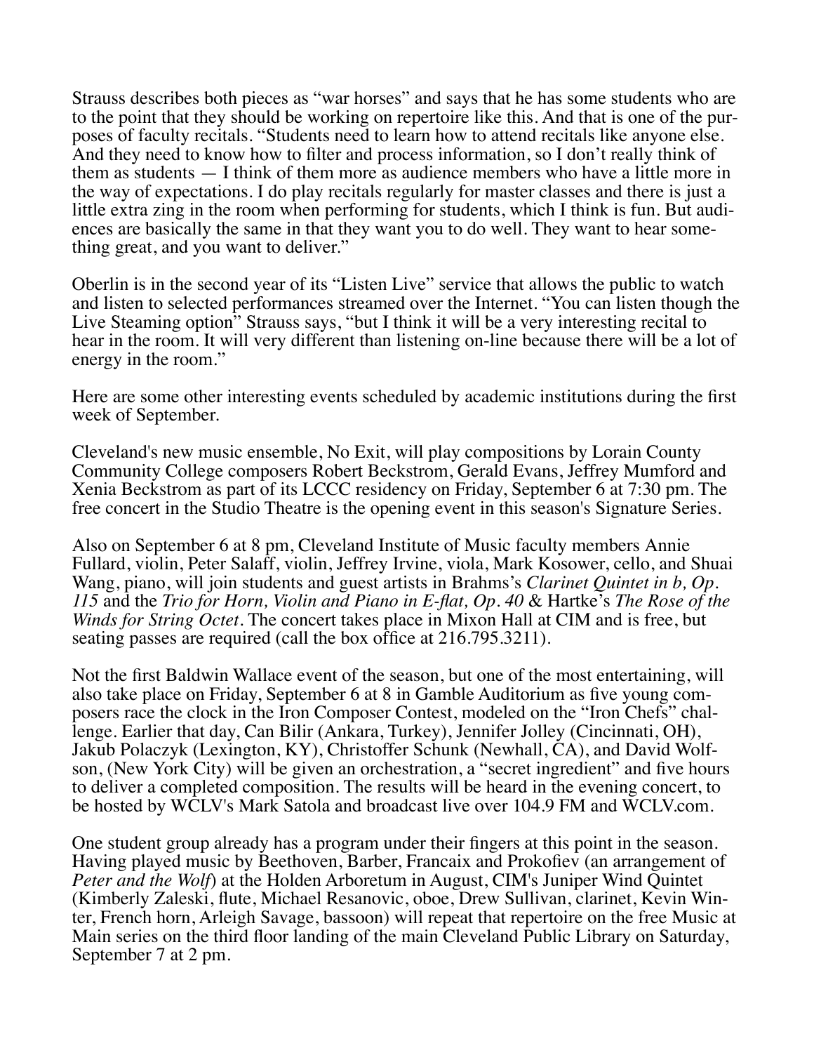Strauss describes both pieces as "war horses" and says that he has some students who are to the point that they should be working on repertoire like this. And that is one of the purposes of faculty recitals. "Students need to learn how to attend recitals like anyone else. And they need to know how to filter and process information, so I don't really think of them as students — I think of them more as audience members who have a little more in the way of expectations. I do play recitals regularly for master classes and there is just a little extra zing in the room when performing for students, which I think is fun. But audiences are basically the same in that they want you to do well. They want to hear something great, and you want to deliver."

Oberlin is in the second year of its "Listen Live" service that allows the public to watch and listen to selected performances streamed over the Internet. "You can listen though the Live Steaming option" Strauss says, "but I think it will be a very interesting recital to hear in the room. It will very different than listening on-line because there will be a lot of energy in the room."

Here are some other interesting events scheduled by academic institutions during the first week of September.

Cleveland's new music ensemble, No Exit, will play compositions by Lorain County Community College composers Robert Beckstrom, Gerald Evans, Jeffrey Mumford and Xenia Beckstrom as part of its LCCC residency on Friday, September 6 at 7:30 pm. The free concert in the Studio Theatre is the opening event in this season's Signature Series.

Also on September 6 at 8 pm, Cleveland Institute of Music faculty members Annie Fullard, violin, Peter Salaff, violin, Jeffrey Irvine, viola, Mark Kosower, cello, and Shuai Wang, piano, will join students and guest artists in Brahms's *Clarinet Quintet in b, Op. 115* and the *Trio for Horn, Violin and Piano in E-flat, Op. 40* & Hartke's *The Rose of the Winds for String Octet*. The concert takes place in Mixon Hall at CIM and is free, but seating passes are required (call the box office at 216.795.3211).

Not the first Baldwin Wallace event of the season, but one of the most entertaining, will also take place on Friday, September 6 at 8 in Gamble Auditorium as five young composers race the clock in the Iron Composer Contest, modeled on the "Iron Chefs" challenge. Earlier that day, Can Bilir (Ankara, Turkey), Jennifer Jolley (Cincinnati, OH), Jakub Polaczyk (Lexington, KY), Christoffer Schunk (Newhall, CA), and David Wolfson, (New York City) will be given an orchestration, a "secret ingredient" and five hours to deliver a completed composition. The results will be heard in the evening concert, to be hosted by WCLV's Mark Satola and broadcast live over 104.9 FM and WCLV.com.

One student group already has a program under their fingers at this point in the season. Having played music by Beethoven, Barber, Francaix and Prokofiev (an arrangement of *Peter and the Wolf*) at the Holden Arboretum in August, CIM's Juniper Wind Quintet (Kimberly Zaleski, flute, Michael Resanovic, oboe, Drew Sullivan, clarinet, Kevin Winter, French horn, Arleigh Savage, bassoon) will repeat that repertoire on the free Music at Main series on the third floor landing of the main Cleveland Public Library on Saturday, September 7 at 2 pm.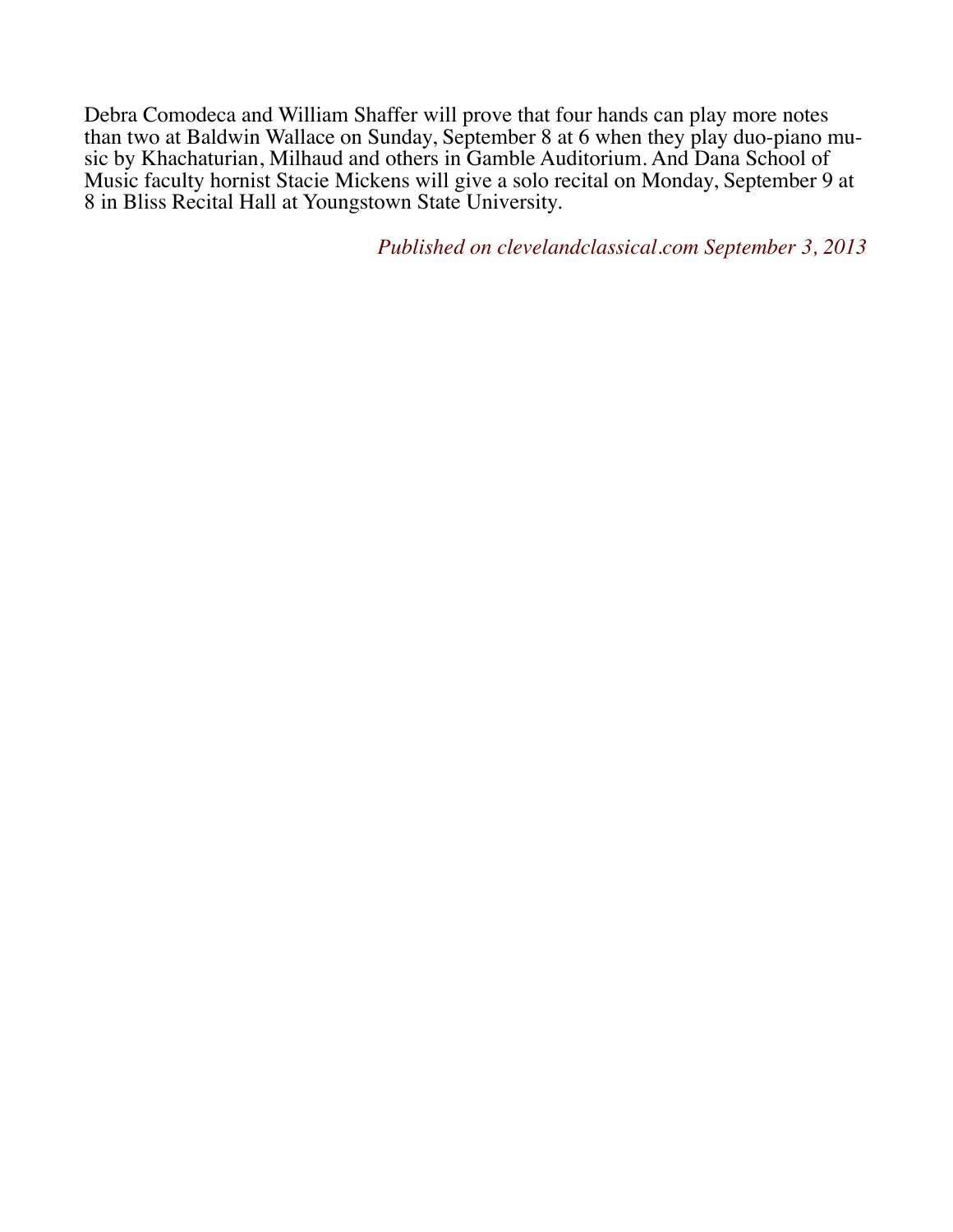Debra Comodeca and William Shaffer will prove that four hands can play more notes than two at Baldwin Wallace on Sunday, September 8 at 6 when they play duo-piano music by Khachaturian, Milhaud and others in Gamble Auditorium. And Dana School of Music faculty hornist Stacie Mickens will give a solo recital on Monday, September 9 at 8 in Bliss Recital Hall at Youngstown State University.

*Published on clevelandclassical.com September 3, 2013*